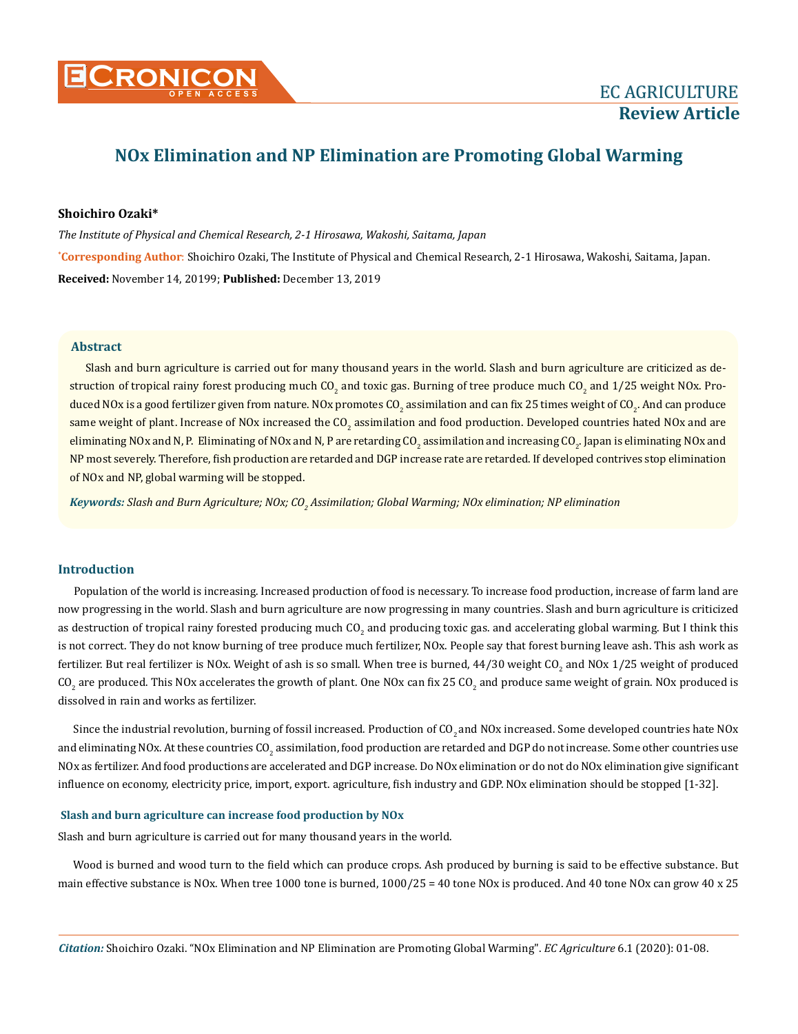# NOx Elimination and NP Elimination are Promoting Global Warming

**Shoichiro Ozaki***

*The Institute of Physical and Chemical Research, 2-1 Hirosawa, Wakoshi, Saitama, Japan*

***Corresponding Author**: Shoichiro Ozaki, The Institute of Physical and Chemical Research, 2-1 Hirosawa, Wakoshi, Saitama, Japan.

**Received:** November 14, 20199; **Published:** December 13, 2019

## Abstract

Slash and burn agriculture is carried out for many thousand years in the world. Slash and burn agriculture are criticized as destruction of tropical rainy forest producing much $CO_2$ and toxic gas. Burning of tree produce much $CO_2$ and 1/25 weight NOx. Produced NOx is a good fertilizer given from nature. NOx promotes $CO_2$ assimilation and can fix 25 times weight of $CO_2$. And can produce same weight of plant. Increase of NOx increased the $CO_2$ assimilation and food production. Developed countries hated NOx and are eliminating NOx and N, P. Eliminating of NOx and N, P are retarding $CO_2$ assimilation and increasing $CO_2$. Japan is eliminating NOx and NP most severely. Therefore, fish production are retarded and DGP increase rate are retarded. If developed contrives stop elimination of NOx and NP, global warming will be stopped.

***Keywords:** Slash and Burn Agriculture; NOx; $CO_2$ Assimilation; Global Warming; NOx elimination; NP elimination*

## Introduction

Population of the world is increasing. Increased production of food is necessary. To increase food production, increase of farm land are now progressing in the world. Slash and burn agriculture are now progressing in many countries. Slash and burn agriculture is criticized as destruction of tropical rainy forested producing much $CO_2$ and producing toxic gas. and accelerating global warming. But I think this is not correct. They do not know burning of tree produce much fertilizer, NOx. People say that forest burning leave ash. This ash work as fertilizer. But real fertilizer is NOx. Weight of ash is so small. When tree is burned, 44/30 weight $CO_2$ and NOx 1/25 weight of produced $CO_2$ are produced. This NOx accelerates the growth of plant. One NOx can fix 25 $CO_2$ and produce same weight of grain. NOx produced is dissolved in rain and works as fertilizer.

Since the industrial revolution, burning of fossil increased. Production of $CO_2$ and NOx increased. Some developed countries hate NOx and eliminating NOx. At these countries $CO_2$ assimilation, food production are retarded and DGP do not increase. Some other countries use NOx as fertilizer. And food productions are accelerated and DGP increase. Do NOx elimination or do not do NOx elimination give significant influence on economy, electricity price, import, export. agriculture, fish industry and GDP. NOx elimination should be stopped [1-32].

### Slash and burn agriculture can increase food production by NOx

Slash and burn agriculture is carried out for many thousand years in the world.

Wood is burned and wood turn to the field which can produce crops. Ash produced by burning is said to be effective substance. But main effective substance is NOx. When tree 1000 tone is burned, 1000/25 = 40 tone NOx is produced. And 40 tone NOx can grow 40 x 25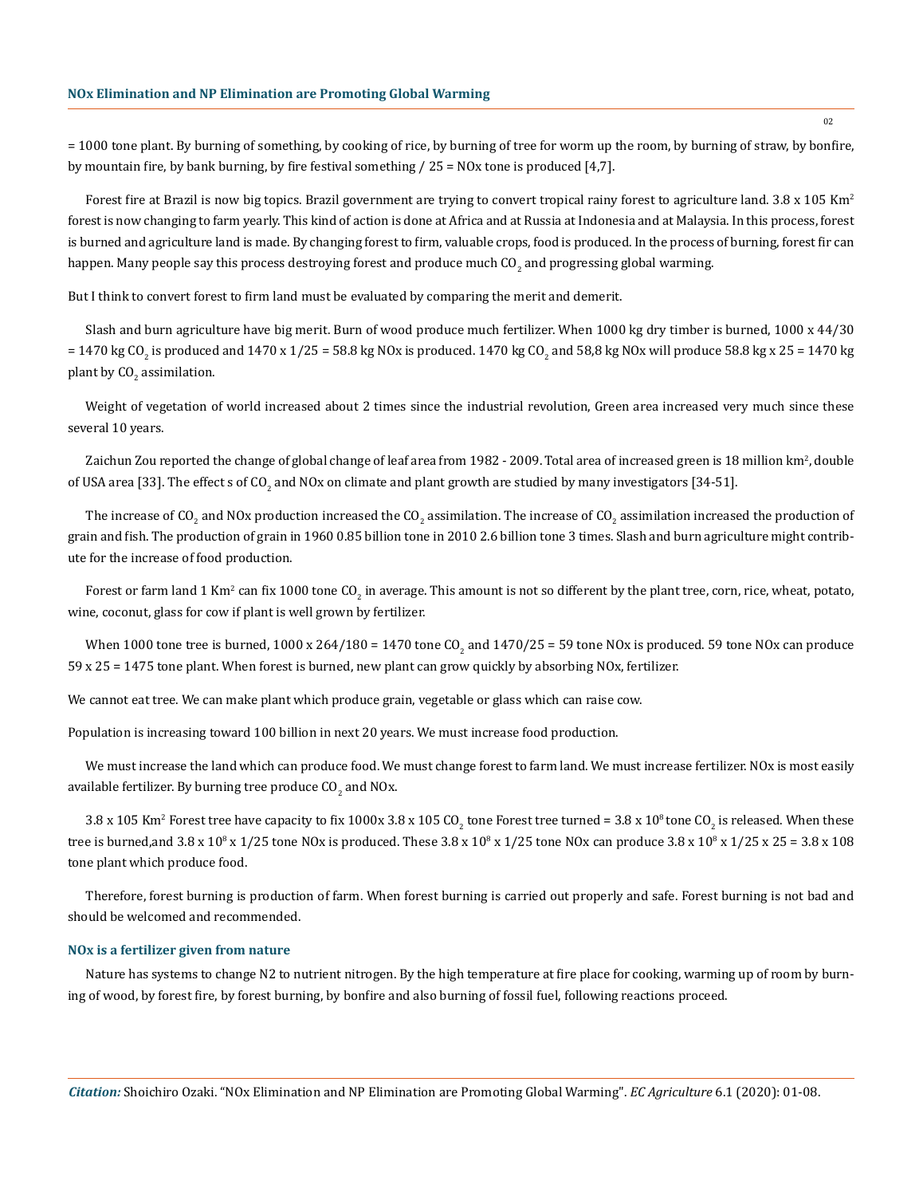= 1000 tone plant. By burning of something, by cooking of rice, by burning of tree for worm up the room, by burning of straw, by bonfire, by mountain fire, by bank burning, by fire festival something / 25 = NOx tone is produced [4,7].

Forest fire at Brazil is now big topics. Brazil government are trying to convert tropical rainy forest to agriculture land. 3.8 x 105 Km$^2$ forest is now changing to farm yearly. This kind of action is done at Africa and at Russia at Indonesia and at Malaysia. In this process, forest is burned and agriculture land is made. By changing forest to firm, valuable crops, food is produced. In the process of burning, forest fir can happen. Many people say this process destroying forest and produce much $CO_2$ and progressing global warming.

But I think to convert forest to firm land must be evaluated by comparing the merit and demerit.

Slash and burn agriculture have big merit. Burn of wood produce much fertilizer. When 1000 kg dry timber is burned, 1000 x 44/30 = 1470 kg $CO_2$ is produced and 1470 x 1/25 = 58.8 kg NOx is produced. 1470 kg $CO_2$ and 58,8 kg NOx will produce 58.8 kg x 25 = 1470 kg plant by $CO_2$ assimilation.

Weight of vegetation of world increased about 2 times since the industrial revolution, Green area increased very much since these several 10 years.

Zaichun Zou reported the change of global change of leaf area from 1982 - 2009. Total area of increased green is 18 million km$^2$, double of USA area [33]. The effect s of $CO_2$ and NOx on climate and plant growth are studied by many investigators [34-51].

The increase of $CO_2$ and NOx production increased the $CO_2$ assimilation. The increase of $CO_2$ assimilation increased the production of grain and fish. The production of grain in 1960 0.85 billion tone in 2010 2.6 billion tone 3 times. Slash and burn agriculture might contribute for the increase of food production.

Forest or farm land 1 Km$^2$ can fix 1000 tone $CO_2$ in average. This amount is not so different by the plant tree, corn, rice, wheat, potato, wine, coconut, glass for cow if plant is well grown by fertilizer.

When 1000 tone tree is burned, 1000 x 264/180 = 1470 tone $CO_2$ and 1470/25 = 59 tone NOx is produced. 59 tone NOx can produce 59 x 25 = 1475 tone plant. When forest is burned, new plant can grow quickly by absorbing NOx, fertilizer.

We cannot eat tree. We can make plant which produce grain, vegetable or glass which can raise cow.

Population is increasing toward 100 billion in next 20 years. We must increase food production.

We must increase the land which can produce food. We must change forest to farm land. We must increase fertilizer. NOx is most easily available fertilizer. By burning tree produce $CO_2$ and NOx.

3.8 x 105 Km$^2$ Forest tree have capacity to fix 1000x 3.8 x 105 $CO_2$ tone Forest tree turned = 3.8 x $10^8$ tone $CO_2$ is released. When these tree is burned,and 3.8 x $10^8$ x 1/25 tone NOx is produced. These 3.8 x $10^8$ x 1/25 tone NOx can produce 3.8 x $10^8$ x 1/25 x 25 = 3.8 x 108 tone plant which produce food.

Therefore, forest burning is production of farm. When forest burning is carried out properly and safe. Forest burning is not bad and should be welcomed and recommended.

### NOx is a fertilizer given from nature

Nature has systems to change N2 to nutrient nitrogen. By the high temperature at fire place for cooking, warming up of room by burning of wood, by forest fire, by forest burning, by bonfire and also burning of fossil fuel, following reactions proceed.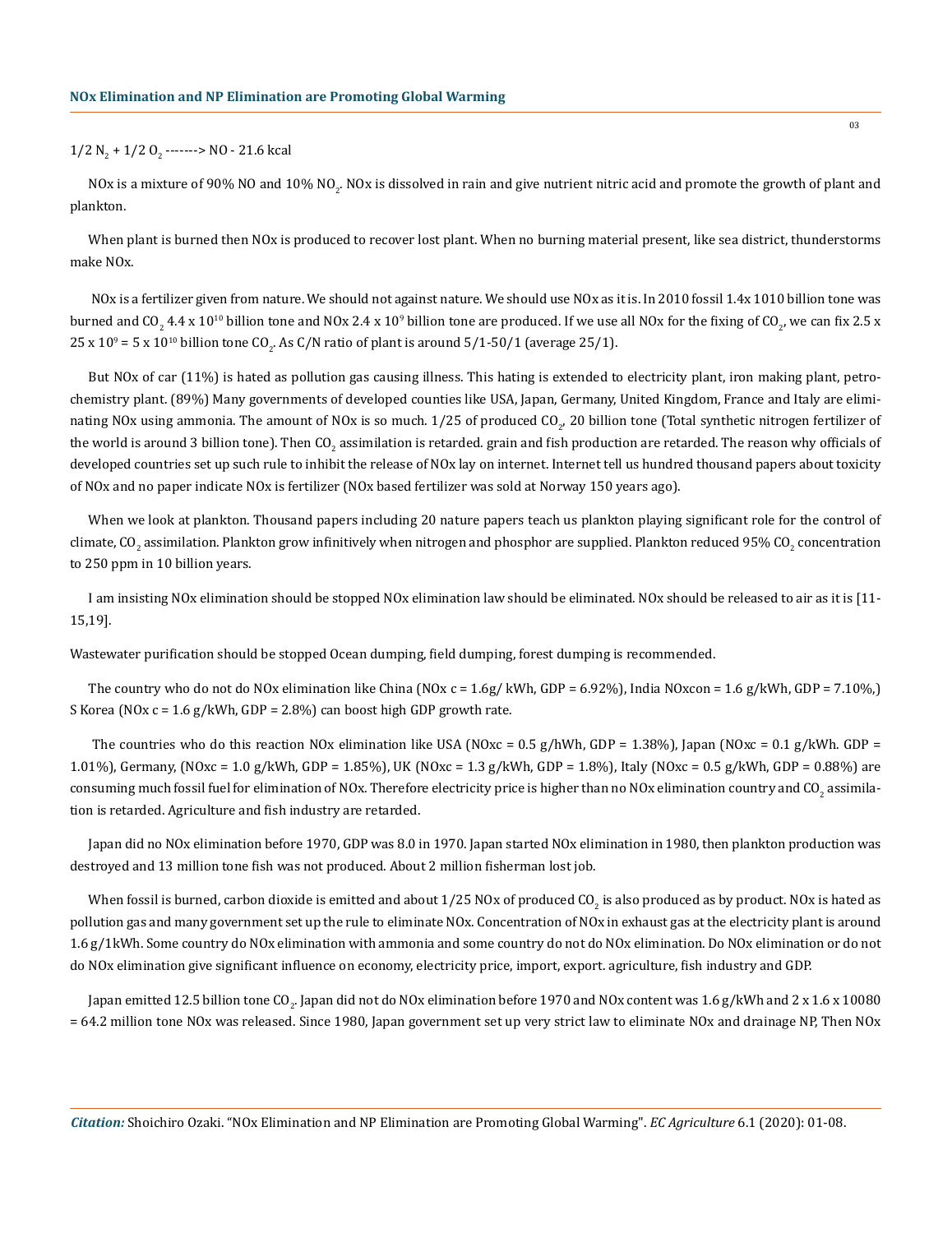$1/2\ N_2 + 1/2\ O_2$ -------> NO - 21.6 kcal

NOx is a mixture of 90% NO and 10% $NO_2$. NOx is dissolved in rain and give nutrient nitric acid and promote the growth of plant and plankton.

When plant is burned then NOx is produced to recover lost plant. When no burning material present, like sea district, thunderstorms make NOx.

NOx is a fertilizer given from nature. We should not against nature. We should use NOx as it is. In 2010 fossil 1.4x 1010 billion tone was burned and $CO_2$ $4.4 \times 10^{10}$ billion tone and NOx $2.4 \times 10^{9}$ billion tone are produced. If we use all NOx for the fixing of $CO_2$, we can fix $2.5 \times 25 \times 10^{9} = 5 \times 10^{10}$ billion tone $CO_2$. As C/N ratio of plant is around 5/1-50/1 (average 25/1).

But NOx of car (11%) is hated as pollution gas causing illness. This hating is extended to electricity plant, iron making plant, petro-chemistry plant. (89%) Many governments of developed counties like USA, Japan, Germany, United Kingdom, France and Italy are eliminating NOx using ammonia. The amount of NOx is so much. 1/25 of produced $CO_2$, 20 billion tone (Total synthetic nitrogen fertilizer of the world is around 3 billion tone). Then $CO_2$ assimilation is retarded. grain and fish production are retarded. The reason why officials of developed countries set up such rule to inhibit the release of NOx lay on internet. Internet tell us hundred thousand papers about toxicity of NOx and no paper indicate NOx is fertilizer (NOx based fertilizer was sold at Norway 150 years ago).

When we look at plankton. Thousand papers including 20 nature papers teach us plankton playing significant role for the control of climate, $CO_2$ assimilation. Plankton grow infinitively when nitrogen and phosphor are supplied. Plankton reduced 95% $CO_2$ concentration to 250 ppm in 10 billion years.

I am insisting NOx elimination should be stopped NOx elimination law should be eliminated. NOx should be released to air as it is [11-15,19].

Wastewater purification should be stopped Ocean dumping, field dumping, forest dumping is recommended.

The country who do not do NOx elimination like China (NOx c = 1.6g/ kWh, GDP = 6.92%), India NOxcon = 1.6 g/kWh, GDP = 7.10%,) S Korea (NOx c = 1.6 g/kWh, GDP = 2.8%) can boost high GDP growth rate.

The countries who do this reaction NOx elimination like USA (NOxc = 0.5 g/hWh, GDP = 1.38%), Japan (NOxc = 0.1 g/kWh. GDP = 1.01%), Germany, (NOxc = 1.0 g/kWh, GDP = 1.85%), UK (NOxc = 1.3 g/kWh, GDP = 1.8%), Italy (NOxc = 0.5 g/kWh, GDP = 0.88%) are consuming much fossil fuel for elimination of NOx. Therefore electricity price is higher than no NOx elimination country and $CO_2$ assimilation is retarded. Agriculture and fish industry are retarded.

Japan did no NOx elimination before 1970, GDP was 8.0 in 1970. Japan started NOx elimination in 1980, then plankton production was destroyed and 13 million tone fish was not produced. About 2 million fisherman lost job.

When fossil is burned, carbon dioxide is emitted and about 1/25 NOx of produced $CO_2$ is also produced as by product. NOx is hated as pollution gas and many government set up the rule to eliminate NOx. Concentration of NOx in exhaust gas at the electricity plant is around 1.6 g/1kWh. Some country do NOx elimination with ammonia and some country do not do NOx elimination. Do NOx elimination or do not do NOx elimination give significant influence on economy, electricity price, import, export. agriculture, fish industry and GDP.

Japan emitted 12.5 billion tone $CO_2$. Japan did not do NOx elimination before 1970 and NOx content was 1.6 g/kWh and 2 x 1.6 x 10080 = 64.2 million tone NOx was released. Since 1980, Japan government set up very strict law to eliminate NOx and drainage NP, Then NOx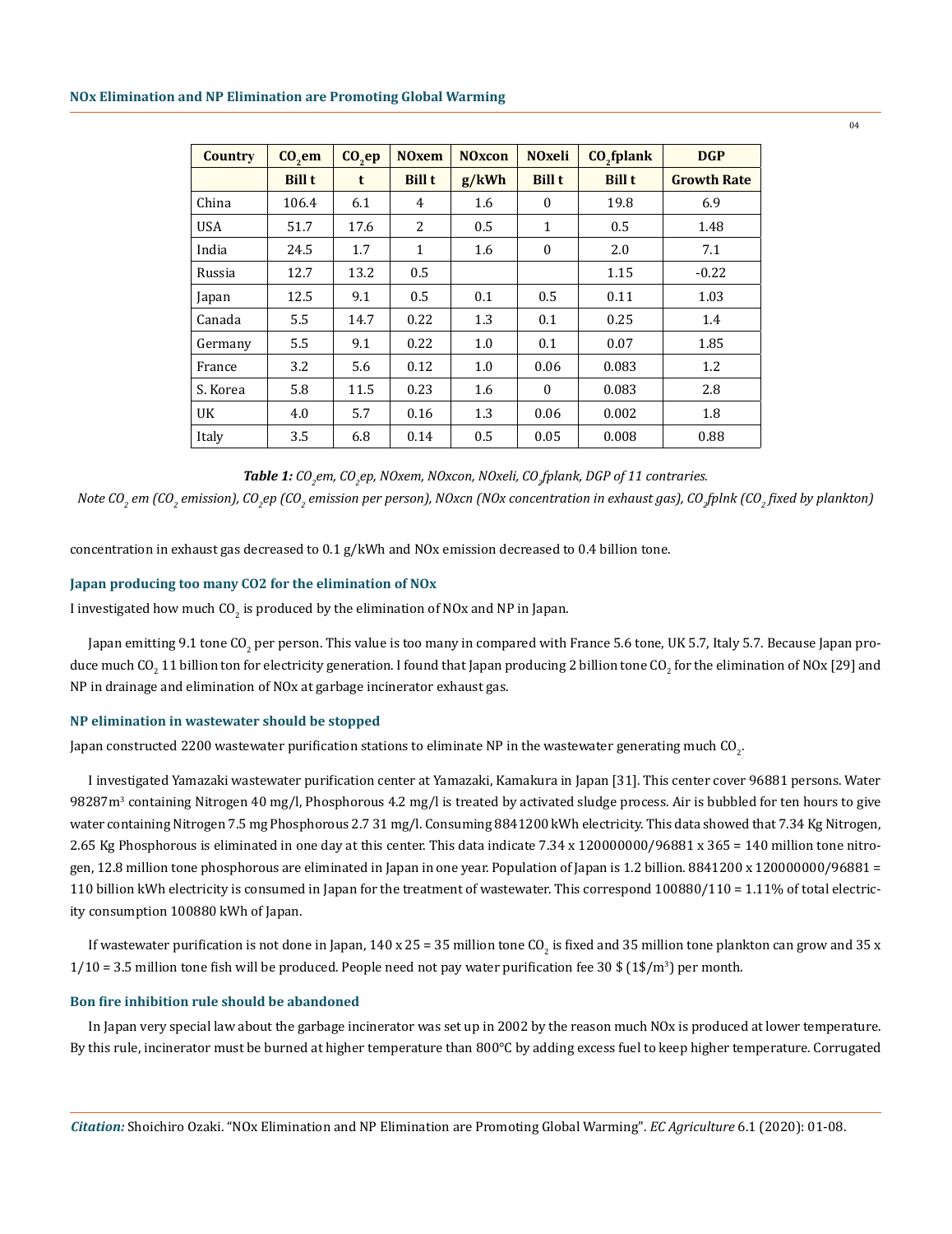| Country | $CO_2$em | $CO_2$ep | NOxem | NOxcon | NOxeli | $CO_2$fplank | DGP |
|---|---|---|---|---|---|---|---|
| | Bill t | t | Bill t | g/kWh | Bill t | Bill t | Growth Rate |
| China | 106.4 | 6.1 | 4 | 1.6 | 0 | 19.8 | 6.9 |
| USA | 51.7 | 17.6 | 2 | 0.5 | 1 | 0.5 | 1.48 |
| India | 24.5 | 1.7 | 1 | 1.6 | 0 | 2.0 | 7.1 |
| Russia | 12.7 | 13.2 | 0.5 | | | 1.15 | -0.22 |
| Japan | 12.5 | 9.1 | 0.5 | 0.1 | 0.5 | 0.11 | 1.03 |
| Canada | 5.5 | 14.7 | 0.22 | 1.3 | 0.1 | 0.25 | 1.4 |
| Germany | 5.5 | 9.1 | 0.22 | 1.0 | 0.1 | 0.07 | 1.85 |
| France | 3.2 | 5.6 | 0.12 | 1.0 | 0.06 | 0.083 | 1.2 |
| S. Korea | 5.8 | 11.5 | 0.23 | 1.6 | 0 | 0.083 | 2.8 |
| UK | 4.0 | 5.7 | 0.16 | 1.3 | 0.06 | 0.002 | 1.8 |
| Italy | 3.5 | 6.8 | 0.14 | 0.5 | 0.05 | 0.008 | 0.88 |

***Table 1:*** *$CO_2$em, $CO_2$ep, NOxem, NOxcon, NOxeli, $CO_2$fplank, DGP of 11 contraries.*

*Note $CO_2$ em ($CO_2$ emission), $CO_2$ep ($CO_2$ emission per person), NOxcn (NOx concentration in exhaust gas), $CO_2$fplnk ($CO_2$ fixed by plankton)*

concentration in exhaust gas decreased to 0.1 g/kWh and NOx emission decreased to 0.4 billion tone.

### Japan producing too many CO2 for the elimination of NOx

I investigated how much $CO_2$ is produced by the elimination of NOx and NP in Japan.

Japan emitting 9.1 tone $CO_2$ per person. This value is too many in compared with France 5.6 tone, UK 5.7, Italy 5.7. Because Japan produce much $CO_2$ 11 billion ton for electricity generation. I found that Japan producing 2 billion tone $CO_2$ for the elimination of NOx [29] and NP in drainage and elimination of NOx at garbage incinerator exhaust gas.

### NP elimination in wastewater should be stopped

Japan constructed 2200 wastewater purification stations to eliminate NP in the wastewater generating much $CO_2$.

I investigated Yamazaki wastewater purification center at Yamazaki, Kamakura in Japan [31]. This center cover 96881 persons. Water 98287m$^3$ containing Nitrogen 40 mg/l, Phosphorous 4.2 mg/l is treated by activated sludge process. Air is bubbled for ten hours to give water containing Nitrogen 7.5 mg Phosphorous 2.7 31 mg/l. Consuming 8841200 kWh electricity. This data showed that 7.34 Kg Nitrogen, 2.65 Kg Phosphorous is eliminated in one day at this center. This data indicate 7.34 x 120000000/96881 x 365 = 140 million tone nitrogen, 12.8 million tone phosphorous are eliminated in Japan in one year. Population of Japan is 1.2 billion. 8841200 x 120000000/96881 = 110 billion kWh electricity is consumed in Japan for the treatment of wastewater. This correspond 100880/110 = 1.11% of total electricity consumption 100880 kWh of Japan.

If wastewater purification is not done in Japan, 140 x 25 = 35 million tone $CO_2$ is fixed and 35 million tone plankton can grow and 35 x 1/10 = 3.5 million tone fish will be produced. People need not pay water purification fee 30 $ (1$/m$^3$) per month.

### Bon fire inhibition rule should be abandoned

In Japan very special law about the garbage incinerator was set up in 2002 by the reason much NOx is produced at lower temperature. By this rule, incinerator must be burned at higher temperature than 800°C by adding excess fuel to keep higher temperature. Corrugated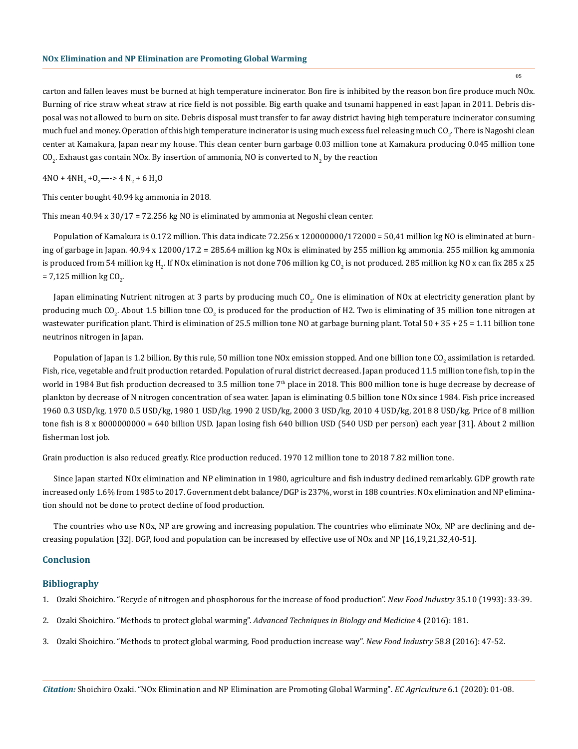carton and fallen leaves must be burned at high temperature incinerator. Bon fire is inhibited by the reason bon fire produce much NOx. Burning of rice straw wheat straw at rice field is not possible. Big earth quake and tsunami happened in east Japan in 2011. Debris disposal was not allowed to burn on site. Debris disposal must transfer to far away district having high temperature incinerator consuming much fuel and money. Operation of this high temperature incinerator is using much excess fuel releasing much $CO_2$. There is Nagoshi clean center at Kamakura, Japan near my house. This clean center burn garbage 0.03 million tone at Kamakura producing 0.045 million tone $CO_2$. Exhaust gas contain NOx. By insertion of ammonia, NO is converted to $N_2$ by the reaction

$4NO + 4NH_3 + O_2 \longrightarrow 4 N_2 + 6 H_2O$

This center bought 40.94 kg ammonia in 2018.

This mean 40.94 x 30/17 = 72.256 kg NO is eliminated by ammonia at Negoshi clean center.

Population of Kamakura is 0.172 million. This data indicate 72.256 x 120000000/172000 = 50,41 million kg NO is eliminated at burning of garbage in Japan. 40.94 x 12000/17.2 = 285.64 million kg NOx is eliminated by 255 million kg ammonia. 255 million kg ammonia is produced from 54 million kg $H_2$. If NOx elimination is not done 706 million kg $CO_2$ is not produced. 285 million kg NO x can fix 285 x 25 = 7,125 million kg $CO_2$.

Japan eliminating Nutrient nitrogen at 3 parts by producing much $CO_2$. One is elimination of NOx at electricity generation plant by producing much $CO_2$. About 1.5 billion tone $CO_2$ is produced for the production of H2. Two is eliminating of 35 million tone nitrogen at wastewater purification plant. Third is elimination of 25.5 million tone NO at garbage burning plant. Total 50 + 35 + 25 = 1.11 billion tone neutrinos nitrogen in Japan.

Population of Japan is 1.2 billion. By this rule, 50 million tone NOx emission stopped. And one billion tone $CO_2$ assimilation is retarded. Fish, rice, vegetable and fruit production retarded. Population of rural district decreased. Japan produced 11.5 million tone fish, top in the world in 1984 But fish production decreased to 3.5 million tone 7th place in 2018. This 800 million tone is huge decrease by decrease of plankton by decrease of N nitrogen concentration of sea water. Japan is eliminating 0.5 billion tone NOx since 1984. Fish price increased 1960 0.3 USD/kg, 1970 0.5 USD/kg, 1980 1 USD/kg, 1990 2 USD/kg, 2000 3 USD/kg, 2010 4 USD/kg, 2018 8 USD/kg. Price of 8 million tone fish is 8 x 8000000000 = 640 billion USD. Japan losing fish 640 billion USD (540 USD per person) each year [31]. About 2 million fisherman lost job.

Grain production is also reduced greatly. Rice production reduced. 1970 12 million tone to 2018 7.82 million tone.

Since Japan started NOx elimination and NP elimination in 1980, agriculture and fish industry declined remarkably. GDP growth rate increased only 1.6% from 1985 to 2017. Government debt balance/DGP is 237%, worst in 188 countries. NOx elimination and NP elimination should not be done to protect decline of food production.

The countries who use NOx, NP are growing and increasing population. The countries who eliminate NOx, NP are declining and decreasing population [32]. DGP, food and population can be increased by effective use of NOx and NP [16,19,21,32,40-51].

## Conclusion

## Bibliography

1. Ozaki Shoichiro. "Recycle of nitrogen and phosphorous for the increase of food production". *New Food Industry* 35.10 (1993): 33-39.
2. Ozaki Shoichiro. "Methods to protect global warming". *Advanced Techniques in Biology and Medicine* 4 (2016): 181.
3. Ozaki Shoichiro. "Methods to protect global warming, Food production increase way". *New Food Industry* 58.8 (2016): 47-52.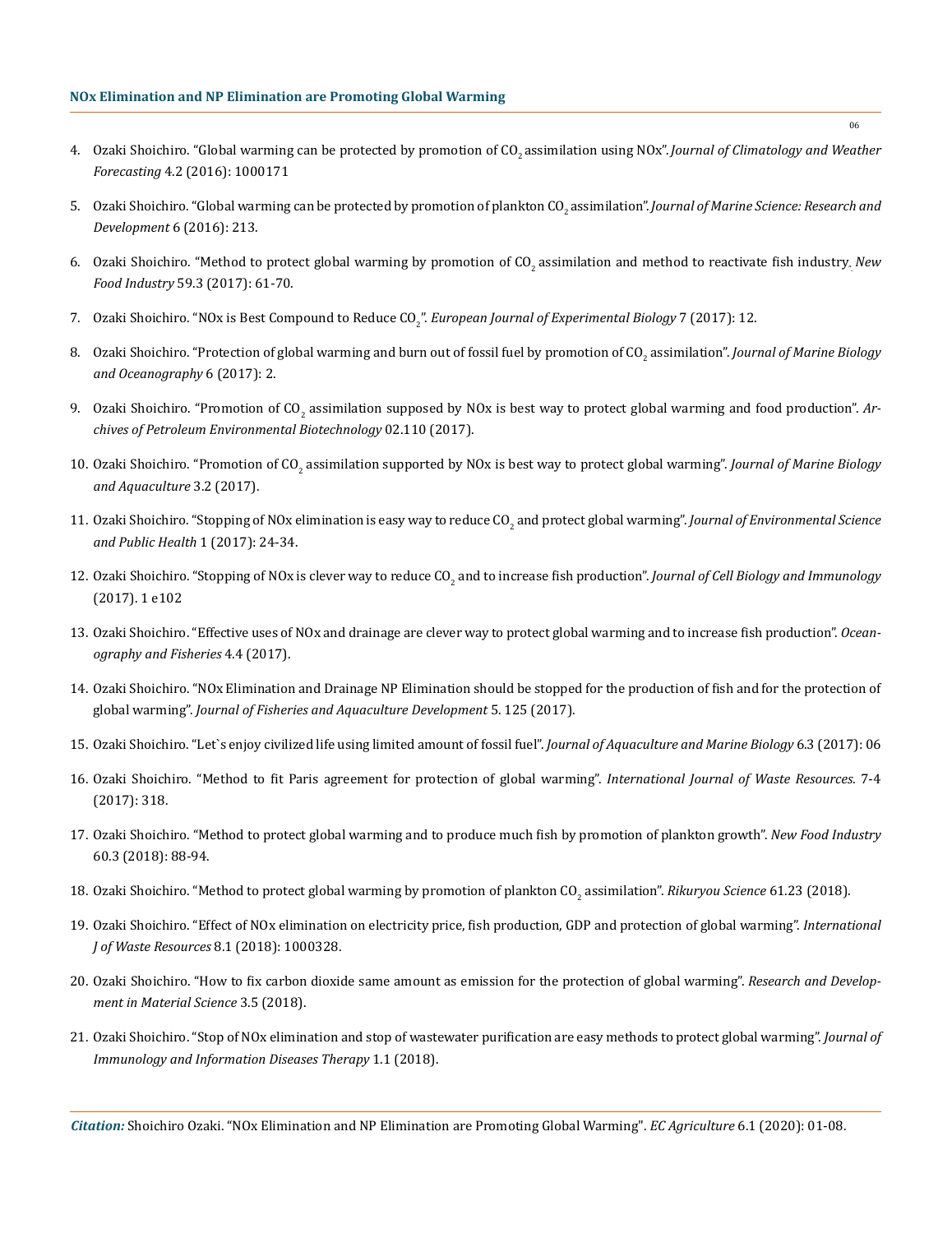4. Ozaki Shoichiro. "Global warming can be protected by promotion of $CO_2$ assimilation using NOx". *Journal of Climatology and Weather Forecasting* 4.2 (2016): 1000171

5. Ozaki Shoichiro. "Global warming can be protected by promotion of plankton $CO_2$ assimilation". *Journal of Marine Science: Research and Development* 6 (2016): 213.

6. Ozaki Shoichiro. "Method to protect global warming by promotion of $CO_2$ assimilation and method to reactivate fish industry. *New Food Industry* 59.3 (2017): 61-70.

7. Ozaki Shoichiro. "NOx is Best Compound to Reduce $CO_2$". *European Journal of Experimental Biology* 7 (2017): 12.

8. Ozaki Shoichiro. "Protection of global warming and burn out of fossil fuel by promotion of $CO_2$ assimilation". *Journal of Marine Biology and Oceanography* 6 (2017): 2.

9. Ozaki Shoichiro. "Promotion of $CO_2$ assimilation supposed by NOx is best way to protect global warming and food production". *Archives of Petroleum Environmental Biotechnology* 02.110 (2017).

10. Ozaki Shoichiro. "Promotion of $CO_2$ assimilation supported by NOx is best way to protect global warming". *Journal of Marine Biology and Aquaculture* 3.2 (2017).

11. Ozaki Shoichiro. "Stopping of NOx elimination is easy way to reduce $CO_2$ and protect global warming". *Journal of Environmental Science and Public Health* 1 (2017): 24-34.

12. Ozaki Shoichiro. "Stopping of NOx is clever way to reduce $CO_2$ and to increase fish production". *Journal of Cell Biology and Immunology* (2017). 1 e102

13. Ozaki Shoichiro. "Effective uses of NOx and drainage are clever way to protect global warming and to increase fish production". *Oceanography and Fisheries* 4.4 (2017).

14. Ozaki Shoichiro. "NOx Elimination and Drainage NP Elimination should be stopped for the production of fish and for the protection of global warming". *Journal of Fisheries and Aquaculture Development* 5. 125 (2017).

15. Ozaki Shoichiro. "Let`s enjoy civilized life using limited amount of fossil fuel". *Journal of Aquaculture and Marine Biology* 6.3 (2017): 06

16. Ozaki Shoichiro. "Method to fit Paris agreement for protection of global warming". *International Journal of Waste Resources*. 7-4 (2017): 318.

17. Ozaki Shoichiro. "Method to protect global warming and to produce much fish by promotion of plankton growth". *New Food Industry* 60.3 (2018): 88-94.

18. Ozaki Shoichiro. "Method to protect global warming by promotion of plankton $CO_2$ assimilation". *Rikuryou Science* 61.23 (2018).

19. Ozaki Shoichiro. "Effect of NOx elimination on electricity price, fish production, GDP and protection of global warming". *International J of Waste Resources* 8.1 (2018): 1000328.

20. Ozaki Shoichiro. "How to fix carbon dioxide same amount as emission for the protection of global warming". *Research and Development in Material Science* 3.5 (2018).

21. Ozaki Shoichiro. "Stop of NOx elimination and stop of wastewater purification are easy methods to protect global warming". *Journal of Immunology and Information Diseases Therapy* 1.1 (2018).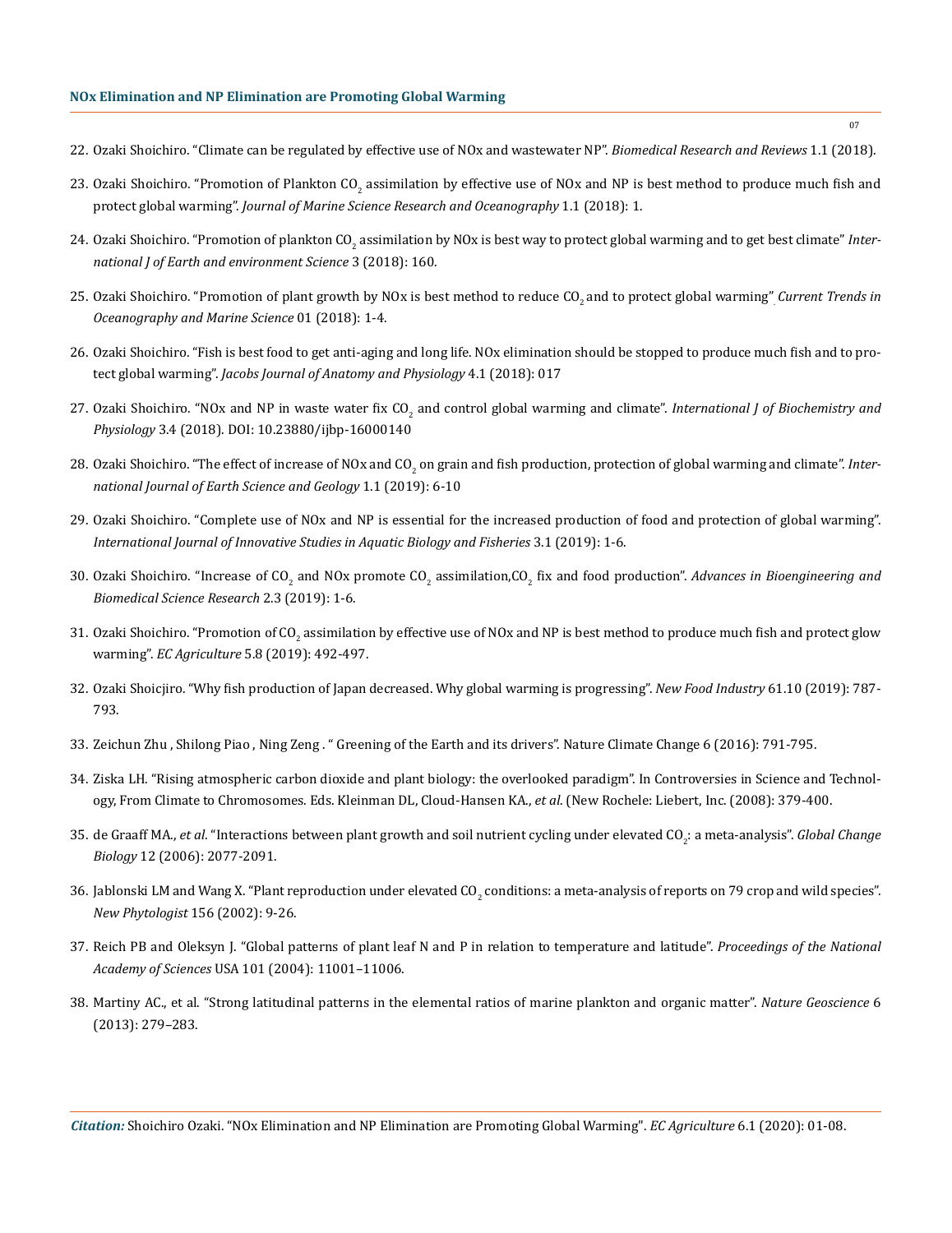22. Ozaki Shoichiro. "Climate can be regulated by effective use of NOx and wastewater NP". *Biomedical Research and Reviews* 1.1 (2018).

23. Ozaki Shoichiro. "Promotion of Plankton $CO_2$ assimilation by effective use of NOx and NP is best method to produce much fish and protect global warming". *Journal of Marine Science Research and Oceanography* 1.1 (2018): 1.

24. Ozaki Shoichiro. "Promotion of plankton $CO_2$ assimilation by NOx is best way to protect global warming and to get best climate" *International J of Earth and environment Science* 3 (2018): 160.

25. Ozaki Shoichiro. "Promotion of plant growth by NOx is best method to reduce $CO_2$ and to protect global warming". *Current Trends in Oceanography and Marine Science* 01 (2018): 1-4.

26. Ozaki Shoichiro. "Fish is best food to get anti-aging and long life. NOx elimination should be stopped to produce much fish and to protect global warming". *Jacobs Journal of Anatomy and Physiology* 4.1 (2018): 017

27. Ozaki Shoichiro. "NOx and NP in waste water fix $CO_2$ and control global warming and climate". *International J of Biochemistry and Physiology* 3.4 (2018). DOI: 10.23880/ijbp-16000140

28. Ozaki Shoichiro. "The effect of increase of NOx and $CO_2$ on grain and fish production, protection of global warming and climate". *International Journal of Earth Science and Geology* 1.1 (2019): 6-10

29. Ozaki Shoichiro. "Complete use of NOx and NP is essential for the increased production of food and protection of global warming". *International Journal of Innovative Studies in Aquatic Biology and Fisheries* 3.1 (2019): 1-6.

30. Ozaki Shoichiro. "Increase of $CO_2$ and NOx promote $CO_2$ assimilation,$CO_2$ fix and food production". *Advances in Bioengineering and Biomedical Science Research* 2.3 (2019): 1-6.

31. Ozaki Shoichiro. "Promotion of $CO_2$ assimilation by effective use of NOx and NP is best method to produce much fish and protect glow warming". *EC Agriculture* 5.8 (2019): 492-497.

32. Ozaki Shoicjiro. "Why fish production of Japan decreased. Why global warming is progressing". *New Food Industry* 61.10 (2019): 787-793.

33. Zeichun Zhu , Shilong Piao , Ning Zeng . " Greening of the Earth and its drivers". Nature Climate Change 6 (2016): 791-795.

34. Ziska LH. "Rising atmospheric carbon dioxide and plant biology: the overlooked paradigm". In Controversies in Science and Technology, From Climate to Chromosomes. Eds. Kleinman DL, Cloud-Hansen KA., *et al*. (New Rochele: Liebert, Inc. (2008): 379-400.

35. de Graaff MA., *et al*. "Interactions between plant growth and soil nutrient cycling under elevated $CO_2$: a meta-analysis". *Global Change Biology* 12 (2006): 2077-2091.

36. Jablonski LM and Wang X. "Plant reproduction under elevated $CO_2$ conditions: a meta-analysis of reports on 79 crop and wild species". *New Phytologist* 156 (2002): 9-26.

37. Reich PB and Oleksyn J. "Global patterns of plant leaf N and P in relation to temperature and latitude". *Proceedings of the National Academy of Sciences* USA 101 (2004): 11001–11006.

38. Martiny AC., et al. "Strong latitudinal patterns in the elemental ratios of marine plankton and organic matter". *Nature Geoscience* 6 (2013): 279–283.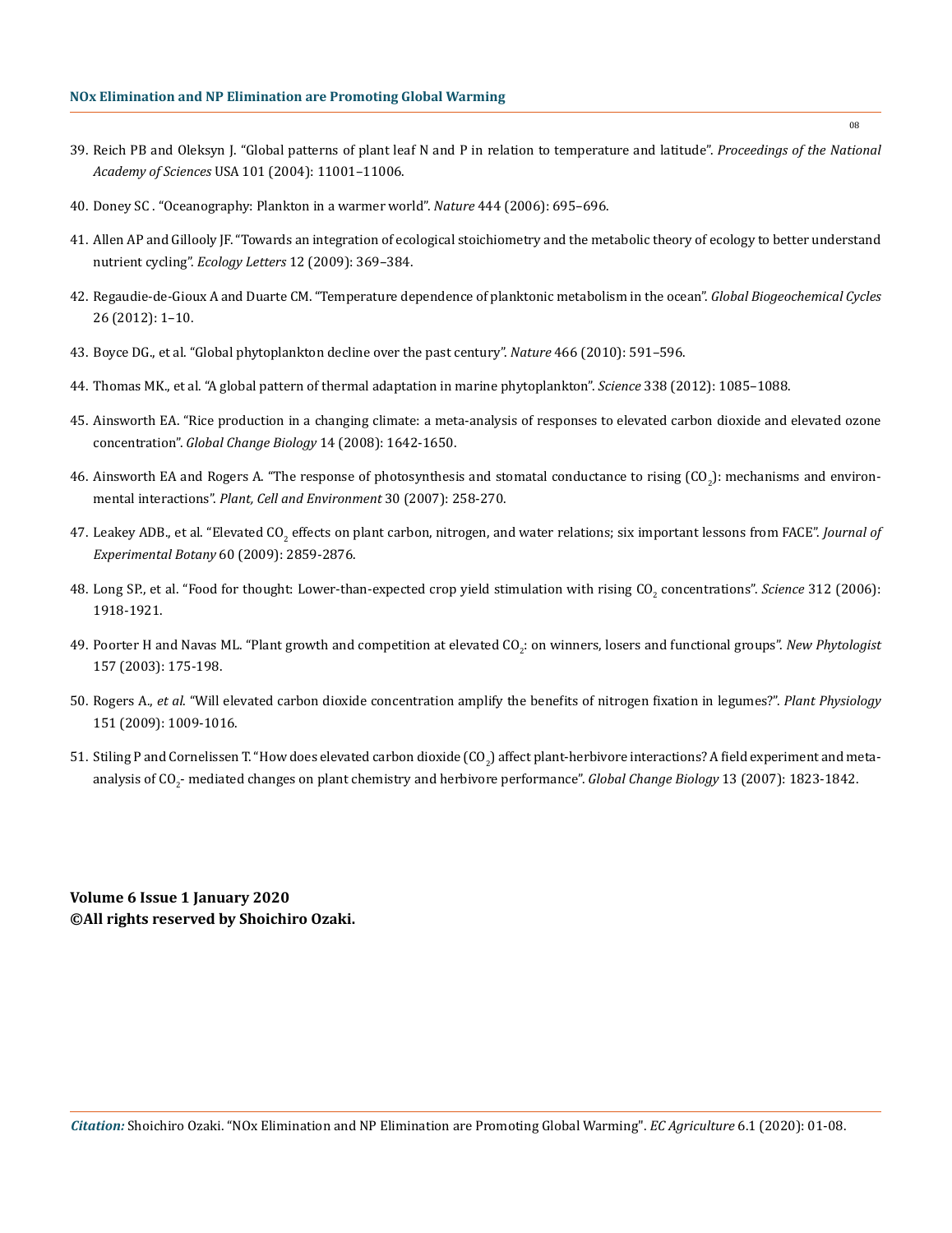39. Reich PB and Oleksyn J. "Global patterns of plant leaf N and P in relation to temperature and latitude". *Proceedings of the National Academy of Sciences* USA 101 (2004): 11001–11006.

40. Doney SC . "Oceanography: Plankton in a warmer world". *Nature* 444 (2006): 695–696.

41. Allen AP and Gillooly JF. "Towards an integration of ecological stoichiometry and the metabolic theory of ecology to better understand nutrient cycling". *Ecology Letters* 12 (2009): 369–384.

42. Regaudie-de-Gioux A and Duarte CM. "Temperature dependence of planktonic metabolism in the ocean". *Global Biogeochemical Cycles* 26 (2012): 1–10.

43. Boyce DG., et al. "Global phytoplankton decline over the past century". *Nature* 466 (2010): 591–596.

44. Thomas MK., et al. "A global pattern of thermal adaptation in marine phytoplankton". *Science* 338 (2012): 1085–1088.

45. Ainsworth EA. "Rice production in a changing climate: a meta-analysis of responses to elevated carbon dioxide and elevated ozone concentration". *Global Change Biology* 14 (2008): 1642-1650.

46. Ainsworth EA and Rogers A. "The response of photosynthesis and stomatal conductance to rising ($CO_2$): mechanisms and environmental interactions". *Plant, Cell and Environment* 30 (2007): 258-270.

47. Leakey ADB., et al. "Elevated $CO_2$ effects on plant carbon, nitrogen, and water relations; six important lessons from FACE". *Journal of Experimental Botany* 60 (2009): 2859-2876.

48. Long SP., et al. "Food for thought: Lower-than-expected crop yield stimulation with rising $CO_2$ concentrations". *Science* 312 (2006): 1918-1921.

49. Poorter H and Navas ML. "Plant growth and competition at elevated $CO_2$: on winners, losers and functional groups". *New Phytologist* 157 (2003): 175-198.

50. Rogers A., *et al.* "Will elevated carbon dioxide concentration amplify the benefits of nitrogen fixation in legumes?". *Plant Physiology* 151 (2009): 1009-1016.

51. Stiling P and Cornelissen T. "How does elevated carbon dioxide ($CO_2$) affect plant-herbivore interactions? A field experiment and meta-analysis of $CO_2$- mediated changes on plant chemistry and herbivore performance". *Global Change Biology* 13 (2007): 1823-1842.

**Volume 6 Issue 1 January 2020**
**©All rights reserved by Shoichiro Ozaki.**